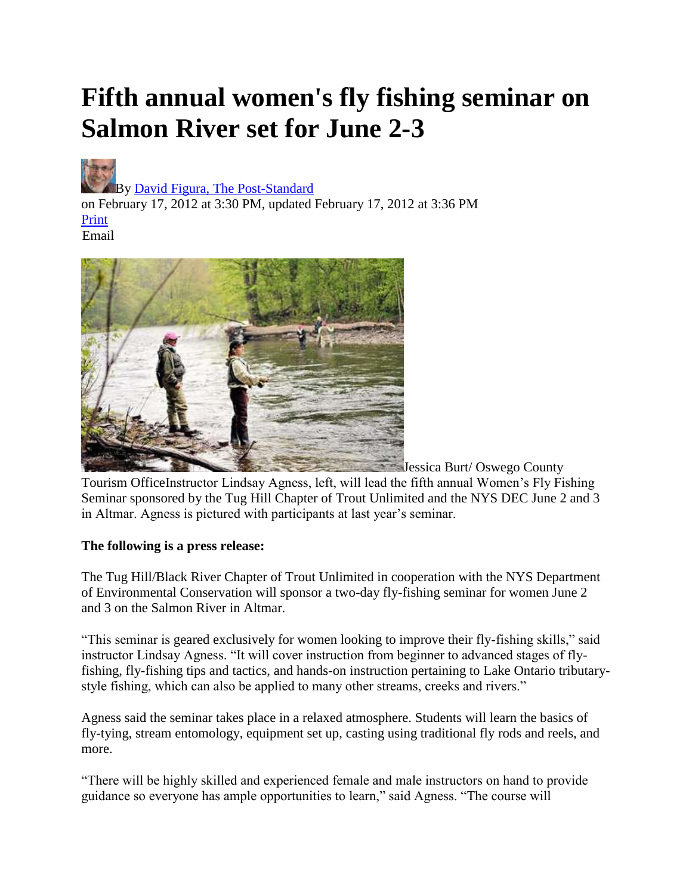# Fifth annual women's fly fishing seminar on Salmon River set for June 2-3

By [David Figura, The Post-Standard](#)
on February 17, 2012 at 3:30 PM, updated February 17, 2012 at 3:36 PM
[Print](#)
Email

Jessica Burt/ Oswego County Tourism OfficeInstructor Lindsay Agness, left, will lead the fifth annual Women's Fly Fishing Seminar sponsored by the Tug Hill Chapter of Trout Unlimited and the NYS DEC June 2 and 3 in Altmar. Agness is pictured with participants at last year's seminar.

**The following is a press release:**

The Tug Hill/Black River Chapter of Trout Unlimited in cooperation with the NYS Department of Environmental Conservation will sponsor a two-day fly-fishing seminar for women June 2 and 3 on the Salmon River in Altmar.

"This seminar is geared exclusively for women looking to improve their fly-fishing skills," said instructor Lindsay Agness. "It will cover instruction from beginner to advanced stages of fly-fishing, fly-fishing tips and tactics, and hands-on instruction pertaining to Lake Ontario tributary-style fishing, which can also be applied to many other streams, creeks and rivers."

Agness said the seminar takes place in a relaxed atmosphere. Students will learn the basics of fly-tying, stream entomology, equipment set up, casting using traditional fly rods and reels, and more.

"There will be highly skilled and experienced female and male instructors on hand to provide guidance so everyone has ample opportunities to learn," said Agness. "The course will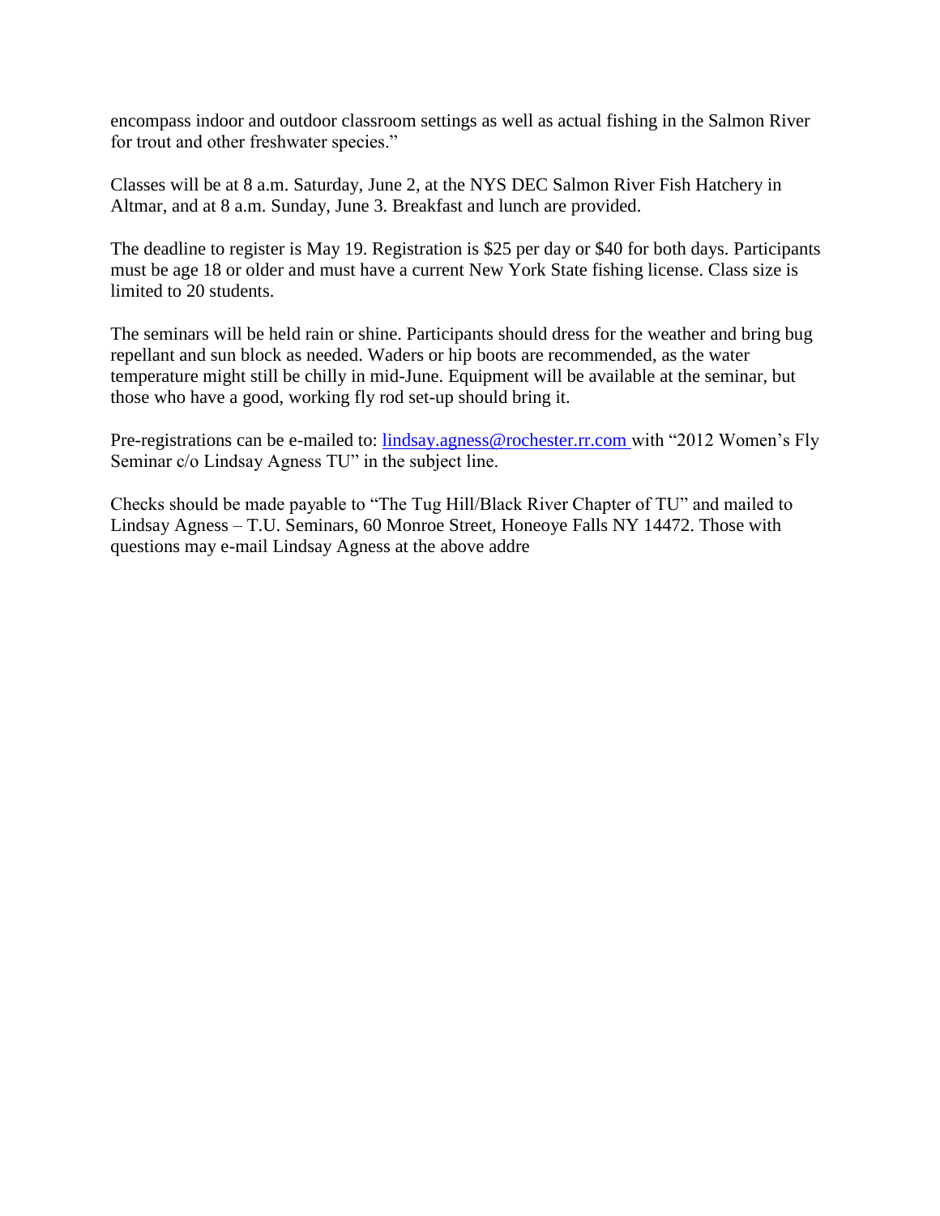encompass indoor and outdoor classroom settings as well as actual fishing in the Salmon River for trout and other freshwater species."

Classes will be at 8 a.m. Saturday, June 2, at the NYS DEC Salmon River Fish Hatchery in Altmar, and at 8 a.m. Sunday, June 3. Breakfast and lunch are provided.

The deadline to register is May 19. Registration is $25 per day or $40 for both days. Participants must be age 18 or older and must have a current New York State fishing license. Class size is limited to 20 students.

The seminars will be held rain or shine. Participants should dress for the weather and bring bug repellant and sun block as needed. Waders or hip boots are recommended, as the water temperature might still be chilly in mid-June. Equipment will be available at the seminar, but those who have a good, working fly rod set-up should bring it.

Pre-registrations can be e-mailed to: lindsay.agness@rochester.rr.com with "2012 Women's Fly Seminar c/o Lindsay Agness TU" in the subject line.

Checks should be made payable to "The Tug Hill/Black River Chapter of TU" and mailed to Lindsay Agness – T.U. Seminars, 60 Monroe Street, Honeoye Falls NY 14472. Those with questions may e-mail Lindsay Agness at the above addre